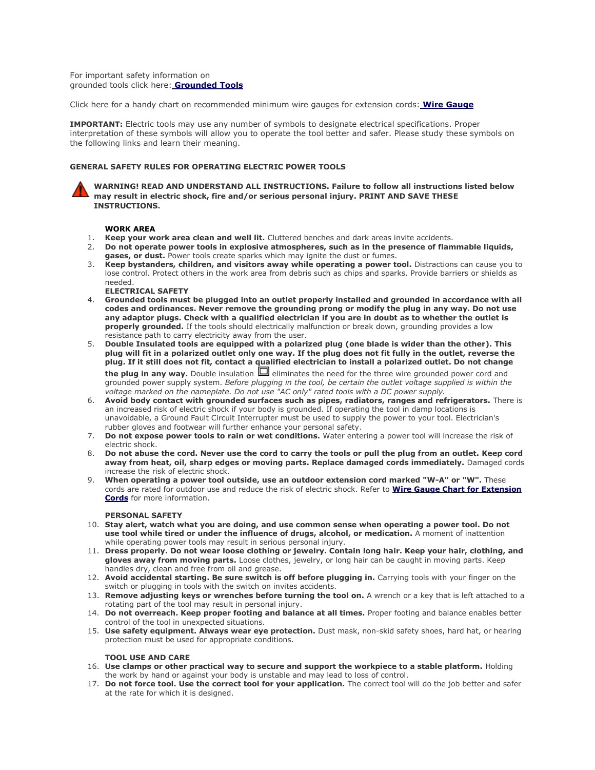For important safety information on grounded tools click here: **Grounded Tools**

Click here for a handy chart on recommended minimum wire gauges for extension cords: **Wire Gauge**

**IMPORTANT:** Electric tools may use any number of symbols to designate electrical specifications. Proper interpretation of these symbols will allow you to operate the tool better and safer. Please study these symbols on the following links and learn their meaning.

**GENERAL SAFETY RULES FOR OPERATING ELECTRIC POWER TOOLS**

**WARNING! READ AND UNDERSTAND ALL INSTRUCTIONS. Failure to follow all instructions listed below may result in electric shock, fire and/or serious personal injury. PRINT AND SAVE THESE INSTRUCTIONS.**

**WORK AREA**

1. **Keep your work area clean and well lit.** Cluttered benches and dark areas invite accidents.
2. **Do not operate power tools in explosive atmospheres, such as in the presence of flammable liquids, gases, or dust.** Power tools create sparks which may ignite the dust or fumes.
3. **Keep bystanders, children, and visitors away while operating a power tool.** Distractions can cause you to lose control. Protect others in the work area from debris such as chips and sparks. Provide barriers or shields as needed.

**ELECTRICAL SAFETY**

4. **Grounded tools must be plugged into an outlet properly installed and grounded in accordance with all codes and ordinances. Never remove the grounding prong or modify the plug in any way. Do not use any adaptor plugs. Check with a qualified electrician if you are in doubt as to whether the outlet is properly grounded.** If the tools should electrically malfunction or break down, grounding provides a low resistance path to carry electricity away from the user.
5. **Double Insulated tools are equipped with a polarized plug (one blade is wider than the other). This plug will fit in a polarized outlet only one way. If the plug does not fit fully in the outlet, reverse the plug. If it still does not fit, contact a qualified electrician to install a polarized outlet. Do not change the plug in any way.** Double insulation ⧈ eliminates the need for the three wire grounded power cord and grounded power supply system. *Before plugging in the tool, be certain the outlet voltage supplied is within the voltage marked on the nameplate. Do not use "AC only" rated tools with a DC power supply.*
6. **Avoid body contact with grounded surfaces such as pipes, radiators, ranges and refrigerators.** There is an increased risk of electric shock if your body is grounded. If operating the tool in damp locations is unavoidable, a Ground Fault Circuit Interrupter must be used to supply the power to your tool. Electrician's rubber gloves and footwear will further enhance your personal safety.
7. **Do not expose power tools to rain or wet conditions.** Water entering a power tool will increase the risk of electric shock.
8. **Do not abuse the cord. Never use the cord to carry the tools or pull the plug from an outlet. Keep cord away from heat, oil, sharp edges or moving parts. Replace damaged cords immediately.** Damaged cords increase the risk of electric shock.
9. **When operating a power tool outside, use an outdoor extension cord marked "W-A" or "W".** These cords are rated for outdoor use and reduce the risk of electric shock. Refer to **Wire Gauge Chart for Extension Cords** for more information.

**PERSONAL SAFETY**

10. **Stay alert, watch what you are doing, and use common sense when operating a power tool. Do not use tool while tired or under the influence of drugs, alcohol, or medication.** A moment of inattention while operating power tools may result in serious personal injury.
11. **Dress properly. Do not wear loose clothing or jewelry. Contain long hair. Keep your hair, clothing, and gloves away from moving parts.** Loose clothes, jewelry, or long hair can be caught in moving parts. Keep handles dry, clean and free from oil and grease.
12. **Avoid accidental starting. Be sure switch is off before plugging in.** Carrying tools with your finger on the switch or plugging in tools with the switch on invites accidents.
13. **Remove adjusting keys or wrenches before turning the tool on.** A wrench or a key that is left attached to a rotating part of the tool may result in personal injury.
14. **Do not overreach. Keep proper footing and balance at all times.** Proper footing and balance enables better control of the tool in unexpected situations.
15. **Use safety equipment. Always wear eye protection.** Dust mask, non-skid safety shoes, hard hat, or hearing protection must be used for appropriate conditions.

**TOOL USE AND CARE**

16. **Use clamps or other practical way to secure and support the workpiece to a stable platform.** Holding the work by hand or against your body is unstable and may lead to loss of control.
17. **Do not force tool. Use the correct tool for your application.** The correct tool will do the job better and safer at the rate for which it is designed.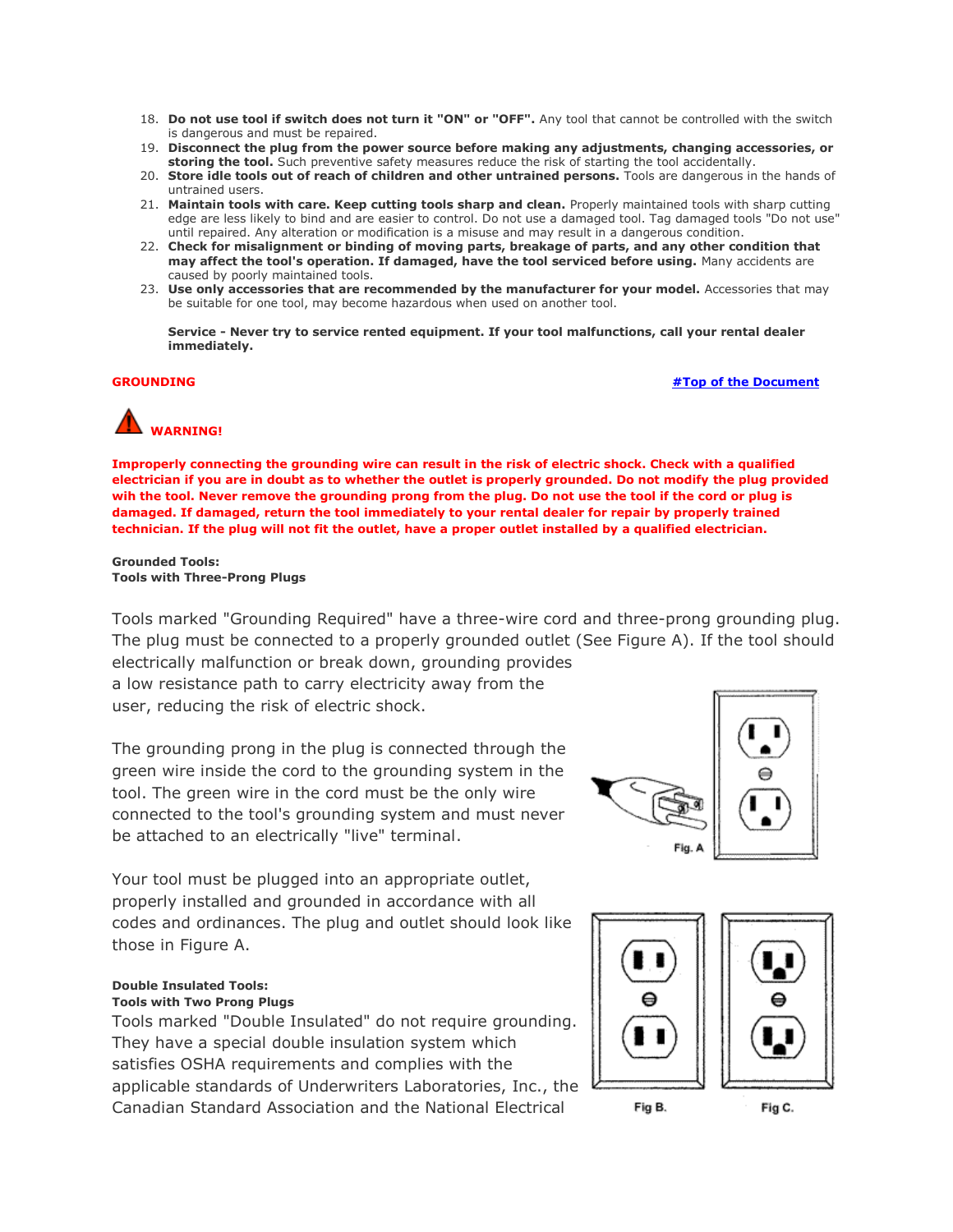18. **Do not use tool if switch does not turn it "ON" or "OFF".** Any tool that cannot be controlled with the switch is dangerous and must be repaired.
19. **Disconnect the plug from the power source before making any adjustments, changing accessories, or storing the tool.** Such preventive safety measures reduce the risk of starting the tool accidentally.
20. **Store idle tools out of reach of children and other untrained persons.** Tools are dangerous in the hands of untrained users.
21. **Maintain tools with care. Keep cutting tools sharp and clean.** Properly maintained tools with sharp cutting edge are less likely to bind and are easier to control. Do not use a damaged tool. Tag damaged tools "Do not use" until repaired. Any alteration or modification is a misuse and may result in a dangerous condition.
22. **Check for misalignment or binding of moving parts, breakage of parts, and any other condition that may affect the tool's operation. If damaged, have the tool serviced before using.** Many accidents are caused by poorly maintained tools.
23. **Use only accessories that are recommended by the manufacturer for your model.** Accessories that may be suitable for one tool, may become hazardous when used on another tool.

**Service - Never try to service rented equipment. If your tool malfunctions, call your rental dealer immediately.**

## GROUNDING

[#Top of the Document]

**WARNING!**

**Improperly connecting the grounding wire can result in the risk of electric shock. Check with a qualified electrician if you are in doubt as to whether the outlet is properly grounded. Do not modify the plug provided wih the tool. Never remove the grounding prong from the plug. Do not use the tool if the cord or plug is damaged. If damaged, return the tool immediately to your rental dealer for repair by properly trained technician. If the plug will not fit the outlet, have a proper outlet installed by a qualified electrician.**

**Grounded Tools:**
**Tools with Three-Prong Plugs**

Tools marked "Grounding Required" have a three-wire cord and three-prong grounding plug. The plug must be connected to a properly grounded outlet (See Figure A). If the tool should electrically malfunction or break down, grounding provides a low resistance path to carry electricity away from the user, reducing the risk of electric shock.

The grounding prong in the plug is connected through the green wire inside the cord to the grounding system in the tool. The green wire in the cord must be the only wire connected to the tool's grounding system and must never be attached to an electrically "live" terminal.

Your tool must be plugged into an appropriate outlet, properly installed and grounded in accordance with all codes and ordinances. The plug and outlet should look like those in Figure A.

Fig. A

**Double Insulated Tools:**
**Tools with Two Prong Plugs**

Tools marked "Double Insulated" do not require grounding. They have a special double insulation system which satisfies OSHA requirements and complies with the applicable standards of Underwriters Laboratories, Inc., the Canadian Standard Association and the National Electrical

Fig B. Fig C.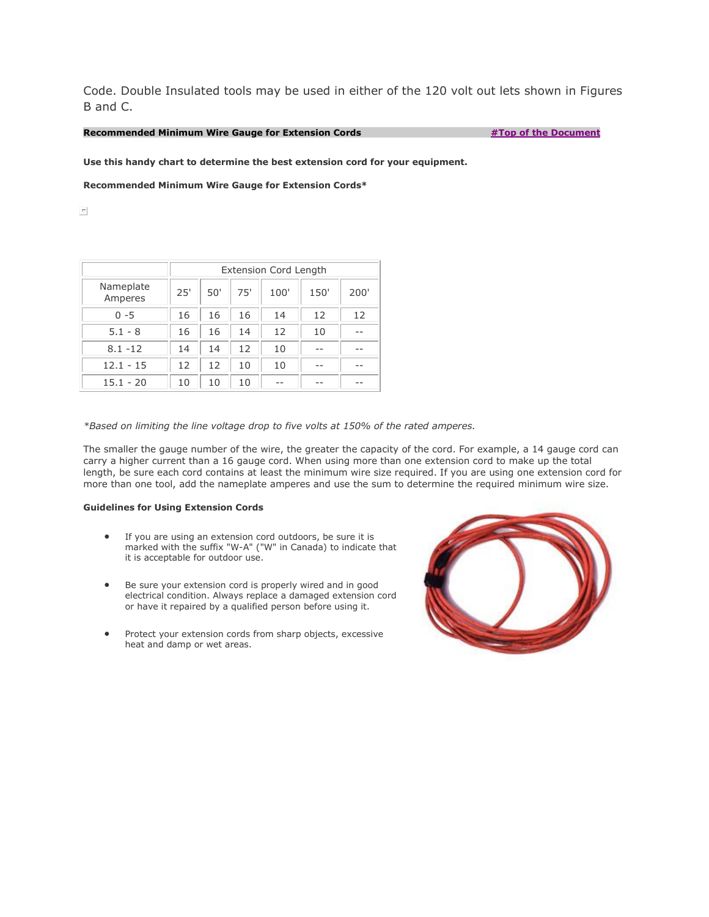Code. Double Insulated tools may be used in either of the 120 volt out lets shown in Figures B and C.

**Recommended Minimum Wire Gauge for Extension Cords** **#Top of the Document**

**Use this handy chart to determine the best extension cord for your equipment.**

**Recommended Minimum Wire Gauge for Extension Cords***

| | Extension Cord Length | | | | | |
|---|---|---|---|---|---|---|
| Nameplate Amperes | 25' | 50' | 75' | 100' | 150' | 200' |
| 0 -5 | 16 | 16 | 16 | 14 | 12 | 12 |
| 5.1 - 8 | 16 | 16 | 14 | 12 | 10 | -- |
| 8.1 -12 | 14 | 14 | 12 | 10 | -- | -- |
| 12.1 - 15 | 12 | 12 | 10 | 10 | -- | -- |
| 15.1 - 20 | 10 | 10 | 10 | -- | -- | -- |

*\*Based on limiting the line voltage drop to five volts at 150% of the rated amperes.*

The smaller the gauge number of the wire, the greater the capacity of the cord. For example, a 14 gauge cord can carry a higher current than a 16 gauge cord. When using more than one extension cord to make up the total length, be sure each cord contains at least the minimum wire size required. If you are using one extension cord for more than one tool, add the nameplate amperes and use the sum to determine the required minimum wire size.

**Guidelines for Using Extension Cords**

- If you are using an extension cord outdoors, be sure it is marked with the suffix "W-A" ("W" in Canada) to indicate that it is acceptable for outdoor use.
- Be sure your extension cord is properly wired and in good electrical condition. Always replace a damaged extension cord or have it repaired by a qualified person before using it.
- Protect your extension cords from sharp objects, excessive heat and damp or wet areas.